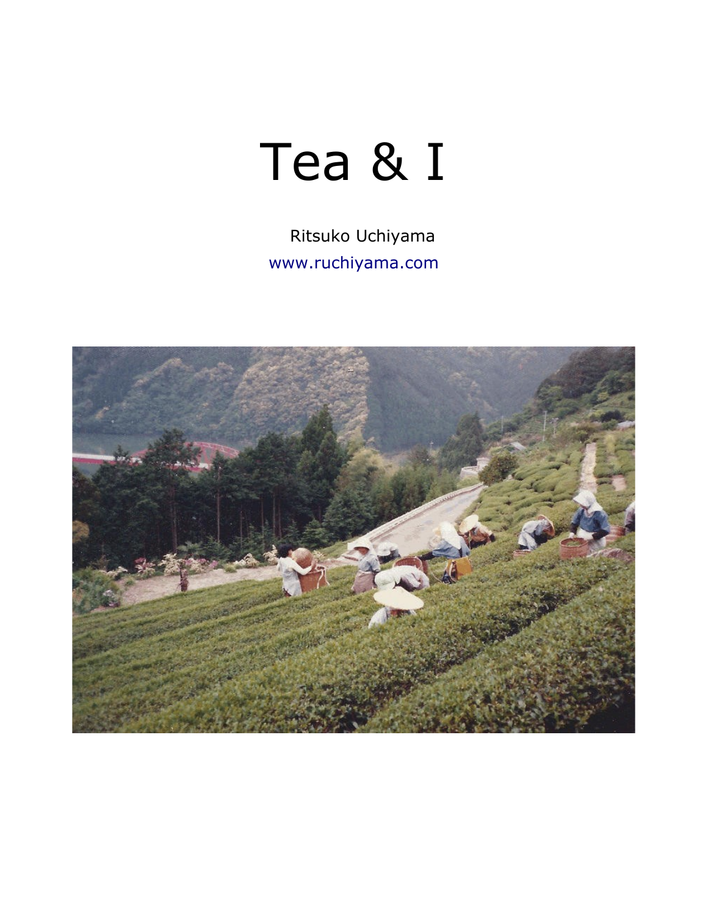# Tea & I

Ritsuko Uchiyama

www.ruchiyama.com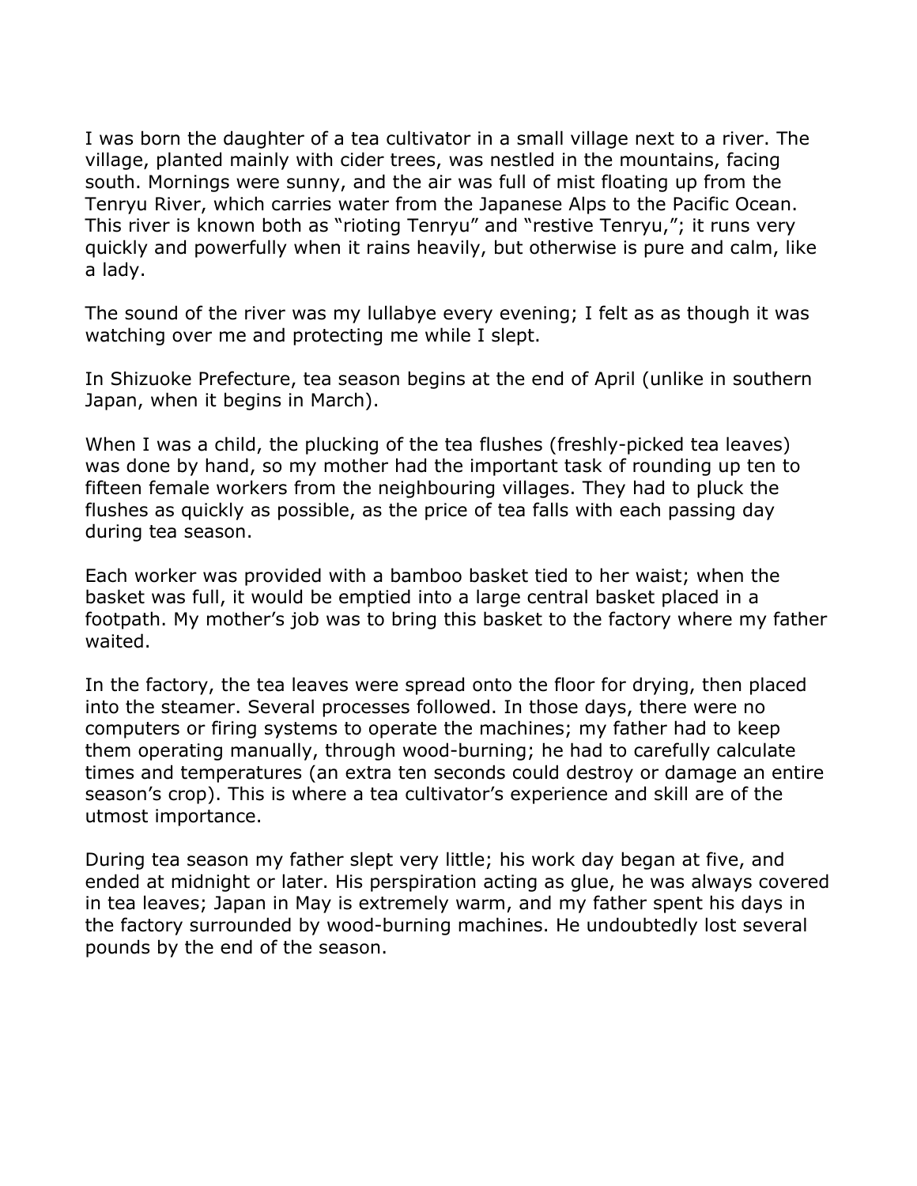I was born the daughter of a tea cultivator in a small village next to a river. The village, planted mainly with cider trees, was nestled in the mountains, facing south. Mornings were sunny, and the air was full of mist floating up from the Tenryu River, which carries water from the Japanese Alps to the Pacific Ocean. This river is known both as "rioting Tenryu" and "restive Tenryu,"; it runs very quickly and powerfully when it rains heavily, but otherwise is pure and calm, like a lady.

The sound of the river was my lullabye every evening; I felt as as though it was watching over me and protecting me while I slept.

In Shizuoke Prefecture, tea season begins at the end of April (unlike in southern Japan, when it begins in March).

When I was a child, the plucking of the tea flushes (freshly-picked tea leaves) was done by hand, so my mother had the important task of rounding up ten to fifteen female workers from the neighbouring villages. They had to pluck the flushes as quickly as possible, as the price of tea falls with each passing day during tea season.

Each worker was provided with a bamboo basket tied to her waist; when the basket was full, it would be emptied into a large central basket placed in a footpath. My mother's job was to bring this basket to the factory where my father waited.

In the factory, the tea leaves were spread onto the floor for drying, then placed into the steamer. Several processes followed. In those days, there were no computers or firing systems to operate the machines; my father had to keep them operating manually, through wood-burning; he had to carefully calculate times and temperatures (an extra ten seconds could destroy or damage an entire season's crop). This is where a tea cultivator's experience and skill are of the utmost importance.

During tea season my father slept very little; his work day began at five, and ended at midnight or later. His perspiration acting as glue, he was always covered in tea leaves; Japan in May is extremely warm, and my father spent his days in the factory surrounded by wood-burning machines. He undoubtedly lost several pounds by the end of the season.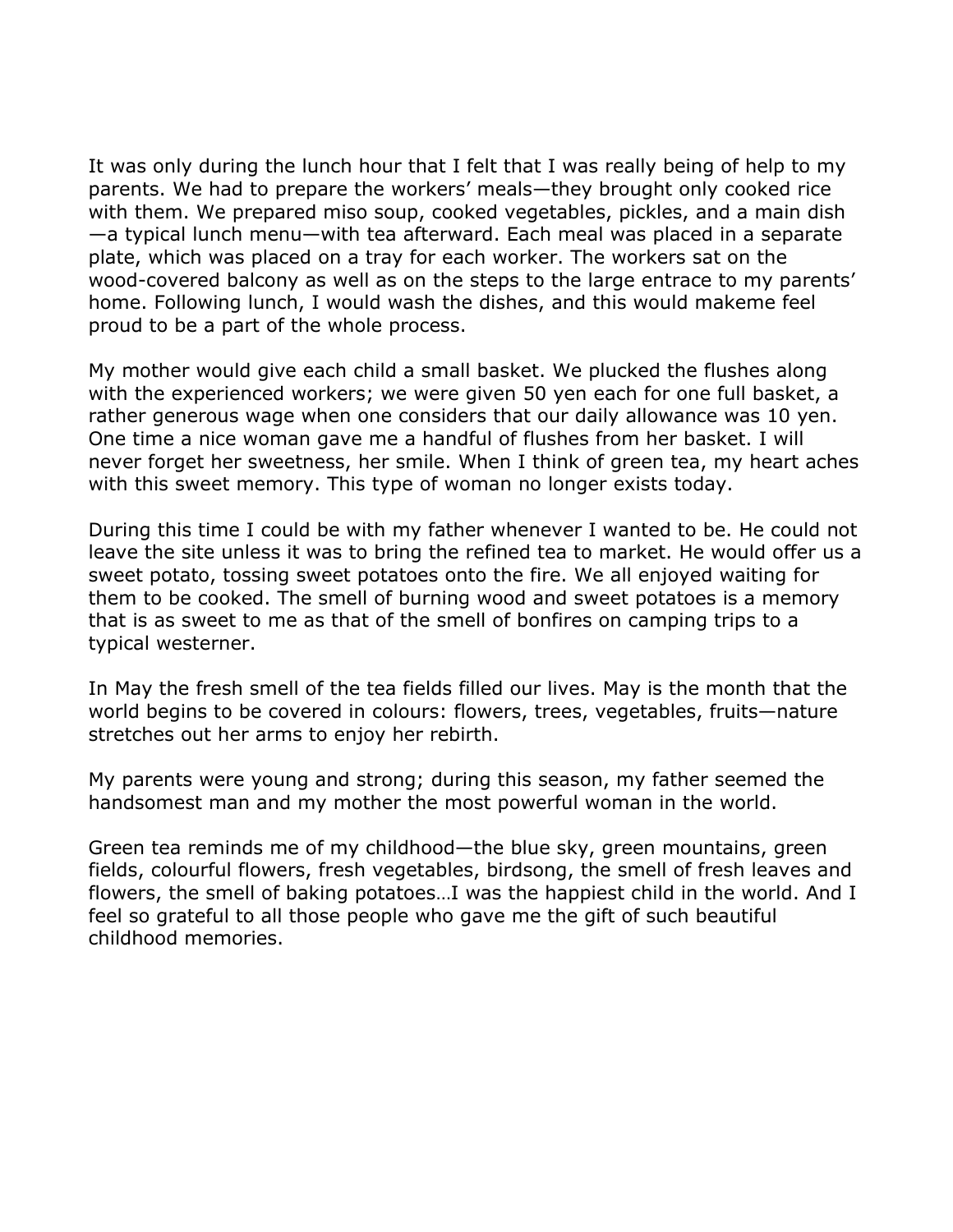It was only during the lunch hour that I felt that I was really being of help to my parents. We had to prepare the workers' meals—they brought only cooked rice with them. We prepared miso soup, cooked vegetables, pickles, and a main dish—a typical lunch menu—with tea afterward. Each meal was placed in a separate plate, which was placed on a tray for each worker. The workers sat on the wood-covered balcony as well as on the steps to the large entrace to my parents' home. Following lunch, I would wash the dishes, and this would makeme feel proud to be a part of the whole process.

My mother would give each child a small basket. We plucked the flushes along with the experienced workers; we were given 50 yen each for one full basket, a rather generous wage when one considers that our daily allowance was 10 yen. One time a nice woman gave me a handful of flushes from her basket. I will never forget her sweetness, her smile. When I think of green tea, my heart aches with this sweet memory. This type of woman no longer exists today.

During this time I could be with my father whenever I wanted to be. He could not leave the site unless it was to bring the refined tea to market. He would offer us a sweet potato, tossing sweet potatoes onto the fire. We all enjoyed waiting for them to be cooked. The smell of burning wood and sweet potatoes is a memory that is as sweet to me as that of the smell of bonfires on camping trips to a typical westerner.

In May the fresh smell of the tea fields filled our lives. May is the month that the world begins to be covered in colours: flowers, trees, vegetables, fruits—nature stretches out her arms to enjoy her rebirth.

My parents were young and strong; during this season, my father seemed the handsomest man and my mother the most powerful woman in the world.

Green tea reminds me of my childhood—the blue sky, green mountains, green fields, colourful flowers, fresh vegetables, birdsong, the smell of fresh leaves and flowers, the smell of baking potatoes…I was the happiest child in the world. And I feel so grateful to all those people who gave me the gift of such beautiful childhood memories.